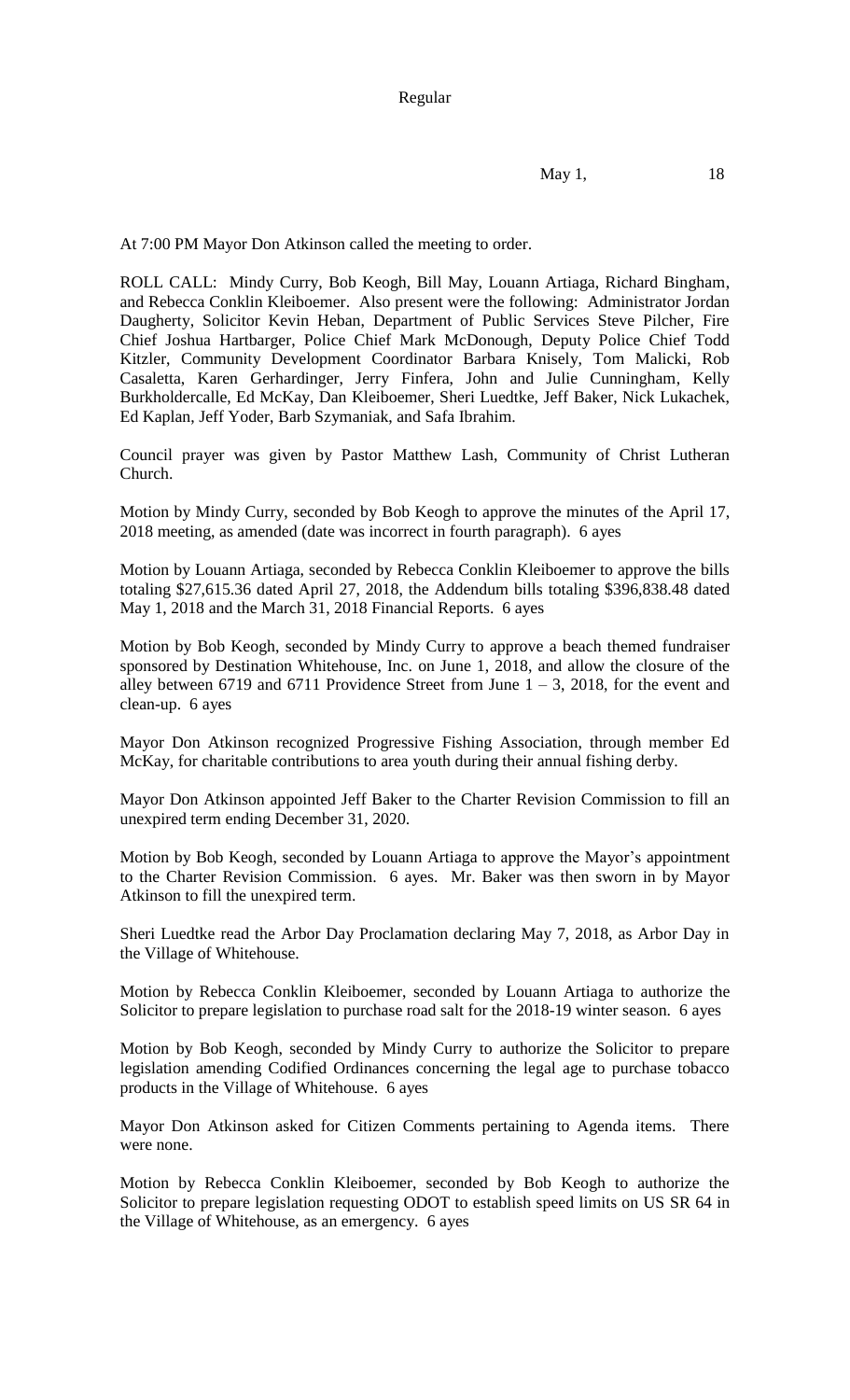Regular

May 1, 18

At 7:00 PM Mayor Don Atkinson called the meeting to order.

ROLL CALL: Mindy Curry, Bob Keogh, Bill May, Louann Artiaga, Richard Bingham, and Rebecca Conklin Kleiboemer. Also present were the following: Administrator Jordan Daugherty, Solicitor Kevin Heban, Department of Public Services Steve Pilcher, Fire Chief Joshua Hartbarger, Police Chief Mark McDonough, Deputy Police Chief Todd Kitzler, Community Development Coordinator Barbara Knisely, Tom Malicki, Rob Casaletta, Karen Gerhardinger, Jerry Finfera, John and Julie Cunningham, Kelly Burkholdercalle, Ed McKay, Dan Kleiboemer, Sheri Luedtke, Jeff Baker, Nick Lukachek, Ed Kaplan, Jeff Yoder, Barb Szymaniak, and Safa Ibrahim.

Council prayer was given by Pastor Matthew Lash, Community of Christ Lutheran Church.

Motion by Mindy Curry, seconded by Bob Keogh to approve the minutes of the April 17, 2018 meeting, as amended (date was incorrect in fourth paragraph). 6 ayes

Motion by Louann Artiaga, seconded by Rebecca Conklin Kleiboemer to approve the bills totaling $27,615.36 dated April 27, 2018, the Addendum bills totaling $396,838.48 dated May 1, 2018 and the March 31, 2018 Financial Reports. 6 ayes

Motion by Bob Keogh, seconded by Mindy Curry to approve a beach themed fundraiser sponsored by Destination Whitehouse, Inc. on June 1, 2018, and allow the closure of the alley between 6719 and 6711 Providence Street from June 1 – 3, 2018, for the event and clean-up. 6 ayes

Mayor Don Atkinson recognized Progressive Fishing Association, through member Ed McKay, for charitable contributions to area youth during their annual fishing derby.

Mayor Don Atkinson appointed Jeff Baker to the Charter Revision Commission to fill an unexpired term ending December 31, 2020.

Motion by Bob Keogh, seconded by Louann Artiaga to approve the Mayor's appointment to the Charter Revision Commission. 6 ayes. Mr. Baker was then sworn in by Mayor Atkinson to fill the unexpired term.

Sheri Luedtke read the Arbor Day Proclamation declaring May 7, 2018, as Arbor Day in the Village of Whitehouse.

Motion by Rebecca Conklin Kleiboemer, seconded by Louann Artiaga to authorize the Solicitor to prepare legislation to purchase road salt for the 2018-19 winter season. 6 ayes

Motion by Bob Keogh, seconded by Mindy Curry to authorize the Solicitor to prepare legislation amending Codified Ordinances concerning the legal age to purchase tobacco products in the Village of Whitehouse. 6 ayes

Mayor Don Atkinson asked for Citizen Comments pertaining to Agenda items. There were none.

Motion by Rebecca Conklin Kleiboemer, seconded by Bob Keogh to authorize the Solicitor to prepare legislation requesting ODOT to establish speed limits on US SR 64 in the Village of Whitehouse, as an emergency. 6 ayes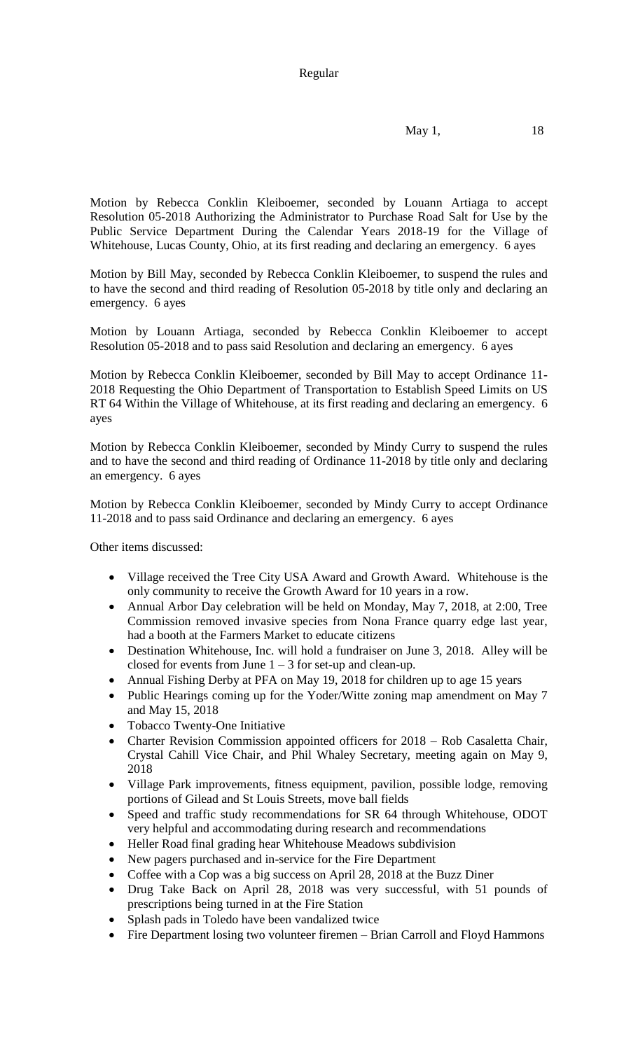Motion by Rebecca Conklin Kleiboemer, seconded by Louann Artiaga to accept Resolution 05-2018 Authorizing the Administrator to Purchase Road Salt for Use by the Public Service Department During the Calendar Years 2018-19 for the Village of Whitehouse, Lucas County, Ohio, at its first reading and declaring an emergency. 6 ayes

Motion by Bill May, seconded by Rebecca Conklin Kleiboemer, to suspend the rules and to have the second and third reading of Resolution 05-2018 by title only and declaring an emergency. 6 ayes

Motion by Louann Artiaga, seconded by Rebecca Conklin Kleiboemer to accept Resolution 05-2018 and to pass said Resolution and declaring an emergency. 6 ayes

Motion by Rebecca Conklin Kleiboemer, seconded by Bill May to accept Ordinance 11-2018 Requesting the Ohio Department of Transportation to Establish Speed Limits on US RT 64 Within the Village of Whitehouse, at its first reading and declaring an emergency. 6 ayes

Motion by Rebecca Conklin Kleiboemer, seconded by Mindy Curry to suspend the rules and to have the second and third reading of Ordinance 11-2018 by title only and declaring an emergency. 6 ayes

Motion by Rebecca Conklin Kleiboemer, seconded by Mindy Curry to accept Ordinance 11-2018 and to pass said Ordinance and declaring an emergency. 6 ayes

Other items discussed:

- Village received the Tree City USA Award and Growth Award. Whitehouse is the only community to receive the Growth Award for 10 years in a row.
- Annual Arbor Day celebration will be held on Monday, May 7, 2018, at 2:00, Tree Commission removed invasive species from Nona France quarry edge last year, had a booth at the Farmers Market to educate citizens
- Destination Whitehouse, Inc. will hold a fundraiser on June 3, 2018. Alley will be closed for events from June 1 – 3 for set-up and clean-up.
- Annual Fishing Derby at PFA on May 19, 2018 for children up to age 15 years
- Public Hearings coming up for the Yoder/Witte zoning map amendment on May 7 and May 15, 2018
- Tobacco Twenty-One Initiative
- Charter Revision Commission appointed officers for 2018 – Rob Casaletta Chair, Crystal Cahill Vice Chair, and Phil Whaley Secretary, meeting again on May 9, 2018
- Village Park improvements, fitness equipment, pavilion, possible lodge, removing portions of Gilead and St Louis Streets, move ball fields
- Speed and traffic study recommendations for SR 64 through Whitehouse, ODOT very helpful and accommodating during research and recommendations
- Heller Road final grading hear Whitehouse Meadows subdivision
- New pagers purchased and in-service for the Fire Department
- Coffee with a Cop was a big success on April 28, 2018 at the Buzz Diner
- Drug Take Back on April 28, 2018 was very successful, with 51 pounds of prescriptions being turned in at the Fire Station
- Splash pads in Toledo have been vandalized twice
- Fire Department losing two volunteer firemen – Brian Carroll and Floyd Hammons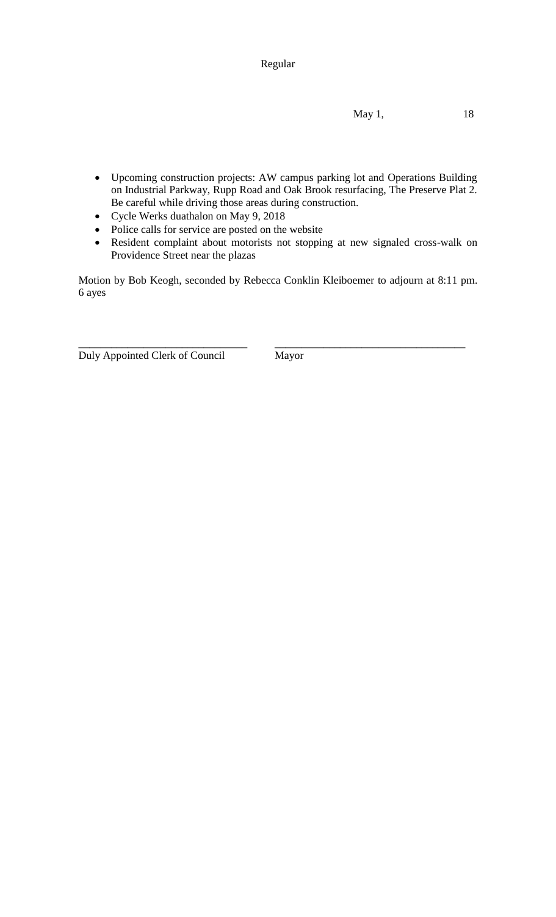- Upcoming construction projects: AW campus parking lot and Operations Building on Industrial Parkway, Rupp Road and Oak Brook resurfacing, The Preserve Plat 2. Be careful while driving those areas during construction.
- Cycle Werks duathalon on May 9, 2018
- Police calls for service are posted on the website
- Resident complaint about motorists not stopping at new signaled cross-walk on Providence Street near the plazas

Motion by Bob Keogh, seconded by Rebecca Conklin Kleiboemer to adjourn at 8:11 pm. 6 ayes

_______________________________ ____________________________________

Duly Appointed Clerk of Council Mayor